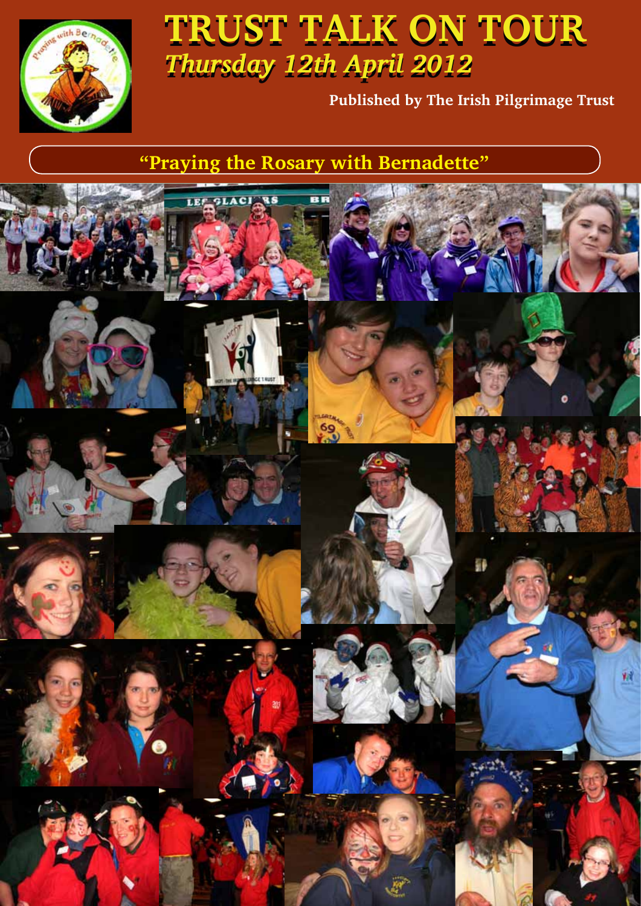# TRUST TALK ON TOUR

*Thursday 12th April 2012*

**Published by The Irish Pilgrimage Trust**

## "Praying the Rosary with Bernadette"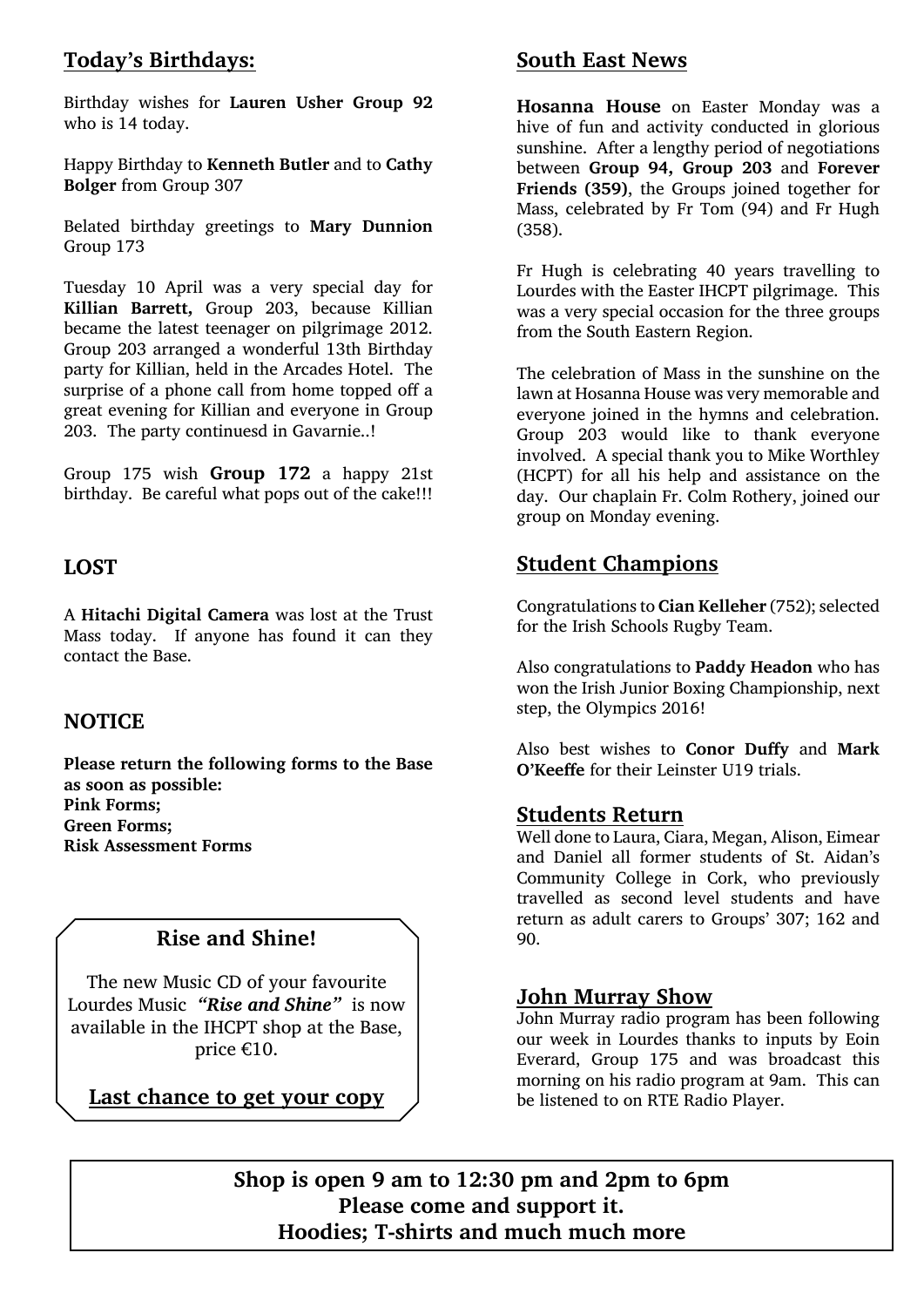## Today's Birthdays:

Birthday wishes for **Lauren Usher Group 92** who is 14 today.

Happy Birthday to **Kenneth Butler** and to **Cathy Bolger** from Group 307

Belated birthday greetings to **Mary Dunnion** Group 173

Tuesday 10 April was a very special day for **Killian Barrett,** Group 203, because Killian became the latest teenager on pilgrimage 2012. Group 203 arranged a wonderful 13th Birthday party for Killian, held in the Arcades Hotel. The surprise of a phone call from home topped off a great evening for Killian and everyone in Group 203. The party continuesd in Gavarnie..!

Group 175 wish **Group 172** a happy 21st birthday. Be careful what pops out of the cake!!!

## LOST

A **Hitachi Digital Camera** was lost at the Trust Mass today. If anyone has found it can they contact the Base.

## NOTICE

**Please return the following forms to the Base as soon as possible:**
**Pink Forms;**
**Green Forms;**
**Risk Assessment Forms**

### Rise and Shine!

The new Music CD of your favourite Lourdes Music ***"Rise and Shine"*** is now available in the IHCPT shop at the Base, price €10.

**Last chance to get your copy**

## South East News

**Hosanna House** on Easter Monday was a hive of fun and activity conducted in glorious sunshine. After a lengthy period of negotiations between **Group 94, Group 203** and **Forever Friends (359)**, the Groups joined together for Mass, celebrated by Fr Tom (94) and Fr Hugh (358).

Fr Hugh is celebrating 40 years travelling to Lourdes with the Easter IHCPT pilgrimage. This was a very special occasion for the three groups from the South Eastern Region.

The celebration of Mass in the sunshine on the lawn at Hosanna House was very memorable and everyone joined in the hymns and celebration. Group 203 would like to thank everyone involved. A special thank you to Mike Worthley (HCPT) for all his help and assistance on the day. Our chaplain Fr. Colm Rothery, joined our group on Monday evening.

## Student Champions

Congratulations to **Cian Kelleher** (752); selected for the Irish Schools Rugby Team.

Also congratulations to **Paddy Headon** who has won the Irish Junior Boxing Championship, next step, the Olympics 2016!

Also best wishes to **Conor Duffy** and **Mark O'Keeffe** for their Leinster U19 trials.

## Students Return

Well done to Laura, Ciara, Megan, Alison, Eimear and Daniel all former students of St. Aidan's Community College in Cork, who previously travelled as second level students and have return as adult carers to Groups' 307; 162 and 90.

## John Murray Show

John Murray radio program has been following our week in Lourdes thanks to inputs by Eoin Everard, Group 175 and was broadcast this morning on his radio program at 9am. This can be listened to on RTE Radio Player.

**Shop is open 9 am to 12:30 pm and 2pm to 6pm**
**Please come and support it.**
**Hoodies; T-shirts and much much more**